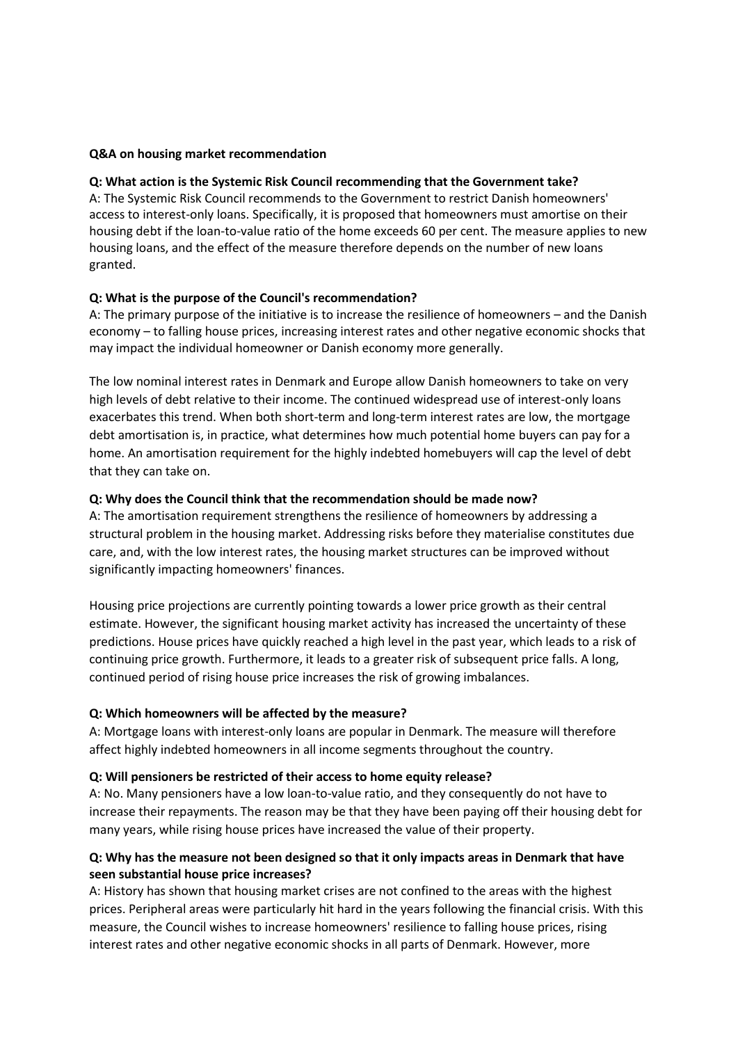**Q&A on housing market recommendation**

**Q: What action is the Systemic Risk Council recommending that the Government take?**

A: The Systemic Risk Council recommends to the Government to restrict Danish homeowners' access to interest-only loans. Specifically, it is proposed that homeowners must amortise on their housing debt if the loan-to-value ratio of the home exceeds 60 per cent. The measure applies to new housing loans, and the effect of the measure therefore depends on the number of new loans granted.

**Q: What is the purpose of the Council's recommendation?**

A: The primary purpose of the initiative is to increase the resilience of homeowners – and the Danish economy – to falling house prices, increasing interest rates and other negative economic shocks that may impact the individual homeowner or Danish economy more generally.

The low nominal interest rates in Denmark and Europe allow Danish homeowners to take on very high levels of debt relative to their income. The continued widespread use of interest-only loans exacerbates this trend. When both short-term and long-term interest rates are low, the mortgage debt amortisation is, in practice, what determines how much potential home buyers can pay for a home. An amortisation requirement for the highly indebted homebuyers will cap the level of debt that they can take on.

**Q: Why does the Council think that the recommendation should be made now?**

A: The amortisation requirement strengthens the resilience of homeowners by addressing a structural problem in the housing market. Addressing risks before they materialise constitutes due care, and, with the low interest rates, the housing market structures can be improved without significantly impacting homeowners' finances.

Housing price projections are currently pointing towards a lower price growth as their central estimate. However, the significant housing market activity has increased the uncertainty of these predictions. House prices have quickly reached a high level in the past year, which leads to a risk of continuing price growth. Furthermore, it leads to a greater risk of subsequent price falls. A long, continued period of rising house price increases the risk of growing imbalances.

**Q: Which homeowners will be affected by the measure?**

A: Mortgage loans with interest-only loans are popular in Denmark. The measure will therefore affect highly indebted homeowners in all income segments throughout the country.

**Q: Will pensioners be restricted of their access to home equity release?**

A: No. Many pensioners have a low loan-to-value ratio, and they consequently do not have to increase their repayments. The reason may be that they have been paying off their housing debt for many years, while rising house prices have increased the value of their property.

**Q: Why has the measure not been designed so that it only impacts areas in Denmark that have seen substantial house price increases?**

A: History has shown that housing market crises are not confined to the areas with the highest prices. Peripheral areas were particularly hit hard in the years following the financial crisis. With this measure, the Council wishes to increase homeowners' resilience to falling house prices, rising interest rates and other negative economic shocks in all parts of Denmark. However, more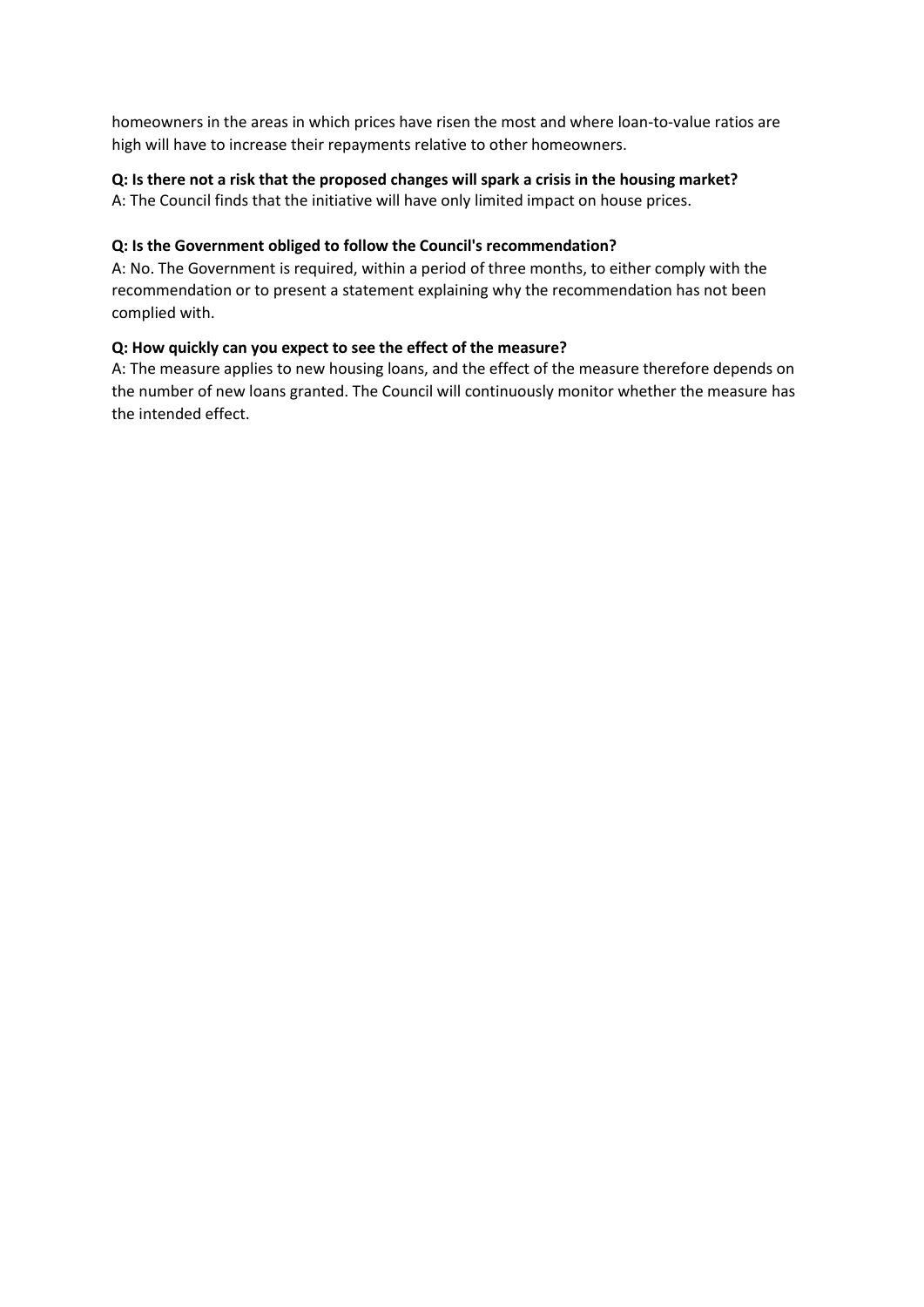homeowners in the areas in which prices have risen the most and where loan-to-value ratios are high will have to increase their repayments relative to other homeowners.

**Q: Is there not a risk that the proposed changes will spark a crisis in the housing market?**
A: The Council finds that the initiative will have only limited impact on house prices.

**Q: Is the Government obliged to follow the Council's recommendation?**
A: No. The Government is required, within a period of three months, to either comply with the recommendation or to present a statement explaining why the recommendation has not been complied with.

**Q: How quickly can you expect to see the effect of the measure?**
A: The measure applies to new housing loans, and the effect of the measure therefore depends on the number of new loans granted. The Council will continuously monitor whether the measure has the intended effect.